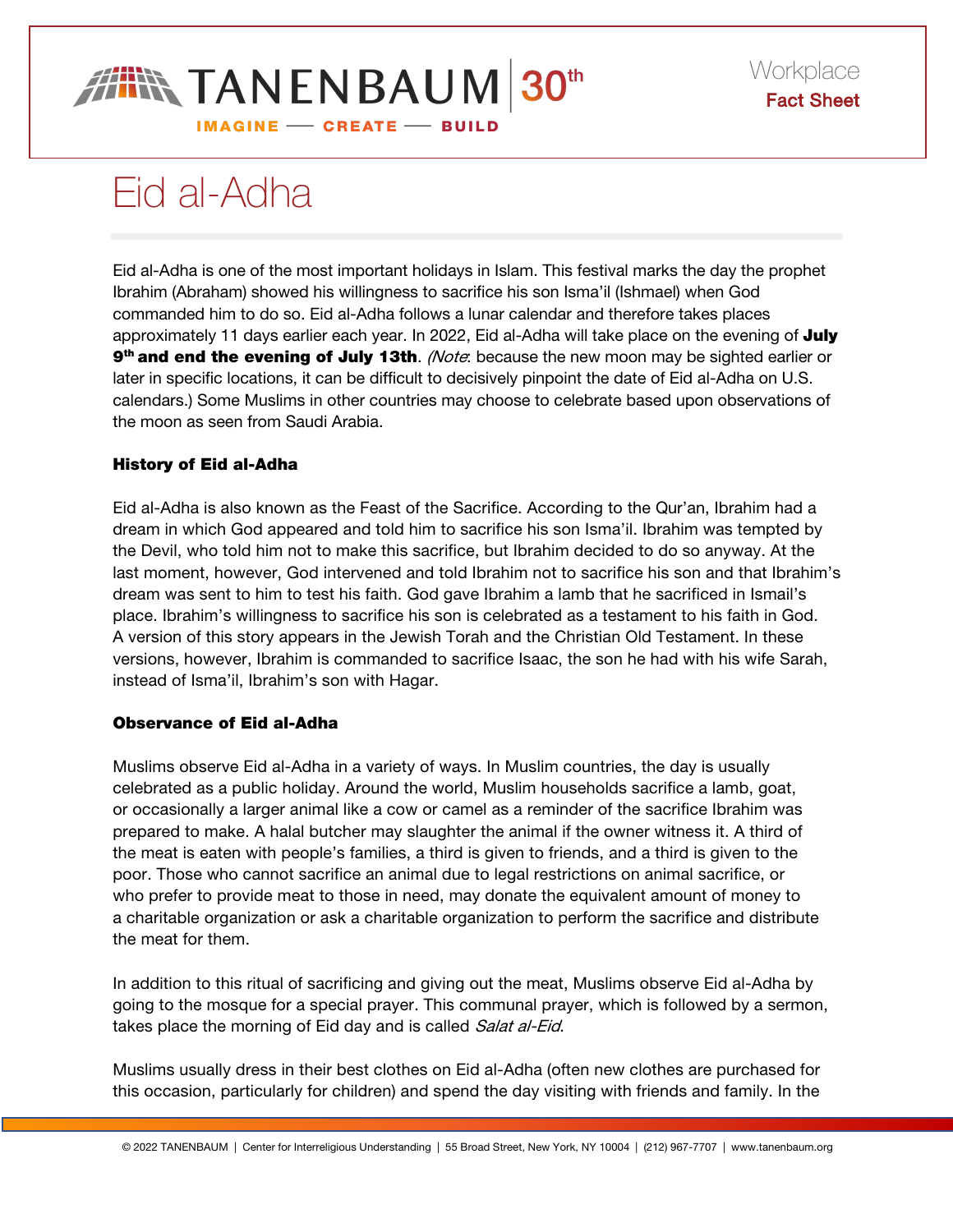TANENBAUM 30th

IMAGINE — CREATE — BUILD

Workplace
**Fact Sheet**

# Eid al-Adha

Eid al-Adha is one of the most important holidays in Islam. This festival marks the day the prophet Ibrahim (Abraham) showed his willingness to sacrifice his son Isma'il (Ishmael) when God commanded him to do so. Eid al-Adha follows a lunar calendar and therefore takes places approximately 11 days earlier each year. In 2022, Eid al-Adha will take place on the evening of **July 9th and end the evening of July 13th**. *(Note*: because the new moon may be sighted earlier or later in specific locations, it can be difficult to decisively pinpoint the date of Eid al-Adha on U.S. calendars.) Some Muslims in other countries may choose to celebrate based upon observations of the moon as seen from Saudi Arabia.

### History of Eid al-Adha

Eid al-Adha is also known as the Feast of the Sacrifice. According to the Qur'an, Ibrahim had a dream in which God appeared and told him to sacrifice his son Isma'il. Ibrahim was tempted by the Devil, who told him not to make this sacrifice, but Ibrahim decided to do so anyway. At the last moment, however, God intervened and told Ibrahim not to sacrifice his son and that Ibrahim's dream was sent to him to test his faith. God gave Ibrahim a lamb that he sacrificed in Ismail's place. Ibrahim's willingness to sacrifice his son is celebrated as a testament to his faith in God. A version of this story appears in the Jewish Torah and the Christian Old Testament. In these versions, however, Ibrahim is commanded to sacrifice Isaac, the son he had with his wife Sarah, instead of Isma'il, Ibrahim's son with Hagar.

### Observance of Eid al-Adha

Muslims observe Eid al-Adha in a variety of ways. In Muslim countries, the day is usually celebrated as a public holiday. Around the world, Muslim households sacrifice a lamb, goat, or occasionally a larger animal like a cow or camel as a reminder of the sacrifice Ibrahim was prepared to make. A halal butcher may slaughter the animal if the owner witness it. A third of the meat is eaten with people's families, a third is given to friends, and a third is given to the poor. Those who cannot sacrifice an animal due to legal restrictions on animal sacrifice, or who prefer to provide meat to those in need, may donate the equivalent amount of money to a charitable organization or ask a charitable organization to perform the sacrifice and distribute the meat for them.

In addition to this ritual of sacrificing and giving out the meat, Muslims observe Eid al-Adha by going to the mosque for a special prayer. This communal prayer, which is followed by a sermon, takes place the morning of Eid day and is called *Salat al-Eid*.

Muslims usually dress in their best clothes on Eid al-Adha (often new clothes are purchased for this occasion, particularly for children) and spend the day visiting with friends and family. In the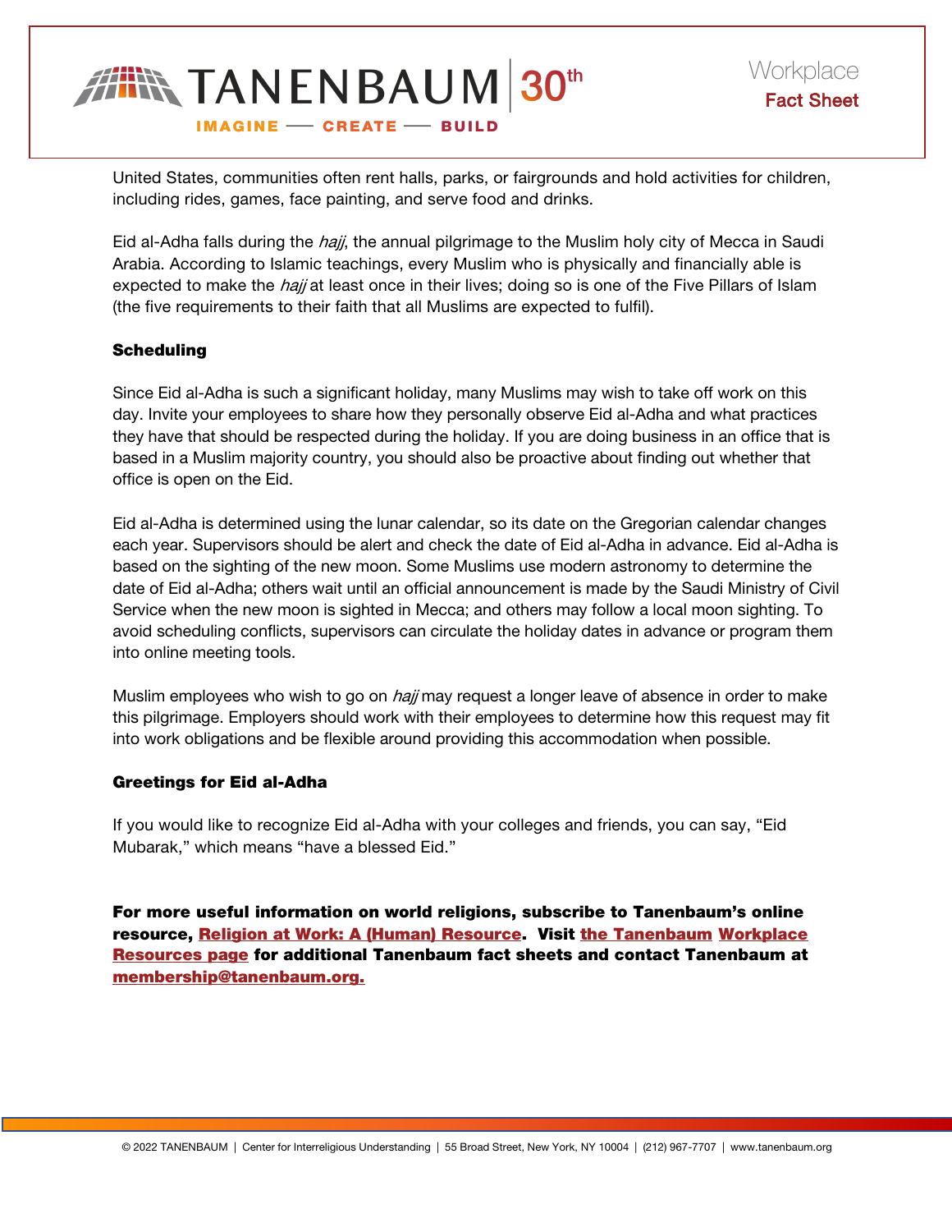United States, communities often rent halls, parks, or fairgrounds and hold activities for children, including rides, games, face painting, and serve food and drinks.

Eid al-Adha falls during the *hajj*, the annual pilgrimage to the Muslim holy city of Mecca in Saudi Arabia. According to Islamic teachings, every Muslim who is physically and financially able is expected to make the *hajj* at least once in their lives; doing so is one of the Five Pillars of Islam (the five requirements to their faith that all Muslims are expected to fulfil).

**Scheduling**

Since Eid al-Adha is such a significant holiday, many Muslims may wish to take off work on this day. Invite your employees to share how they personally observe Eid al-Adha and what practices they have that should be respected during the holiday. If you are doing business in an office that is based in a Muslim majority country, you should also be proactive about finding out whether that office is open on the Eid.

Eid al-Adha is determined using the lunar calendar, so its date on the Gregorian calendar changes each year. Supervisors should be alert and check the date of Eid al-Adha in advance. Eid al-Adha is based on the sighting of the new moon. Some Muslims use modern astronomy to determine the date of Eid al-Adha; others wait until an official announcement is made by the Saudi Ministry of Civil Service when the new moon is sighted in Mecca; and others may follow a local moon sighting. To avoid scheduling conflicts, supervisors can circulate the holiday dates in advance or program them into online meeting tools.

Muslim employees who wish to go on *hajj* may request a longer leave of absence in order to make this pilgrimage. Employers should work with their employees to determine how this request may fit into work obligations and be flexible around providing this accommodation when possible.

**Greetings for Eid al-Adha**

If you would like to recognize Eid al-Adha with your colleges and friends, you can say, "Eid Mubarak," which means "have a blessed Eid."

**For more useful information on world religions, subscribe to Tanenbaum's online resource, Religion at Work: A (Human) Resource. Visit the Tanenbaum Workplace Resources page for additional Tanenbaum fact sheets and contact Tanenbaum at membership@tanenbaum.org.**